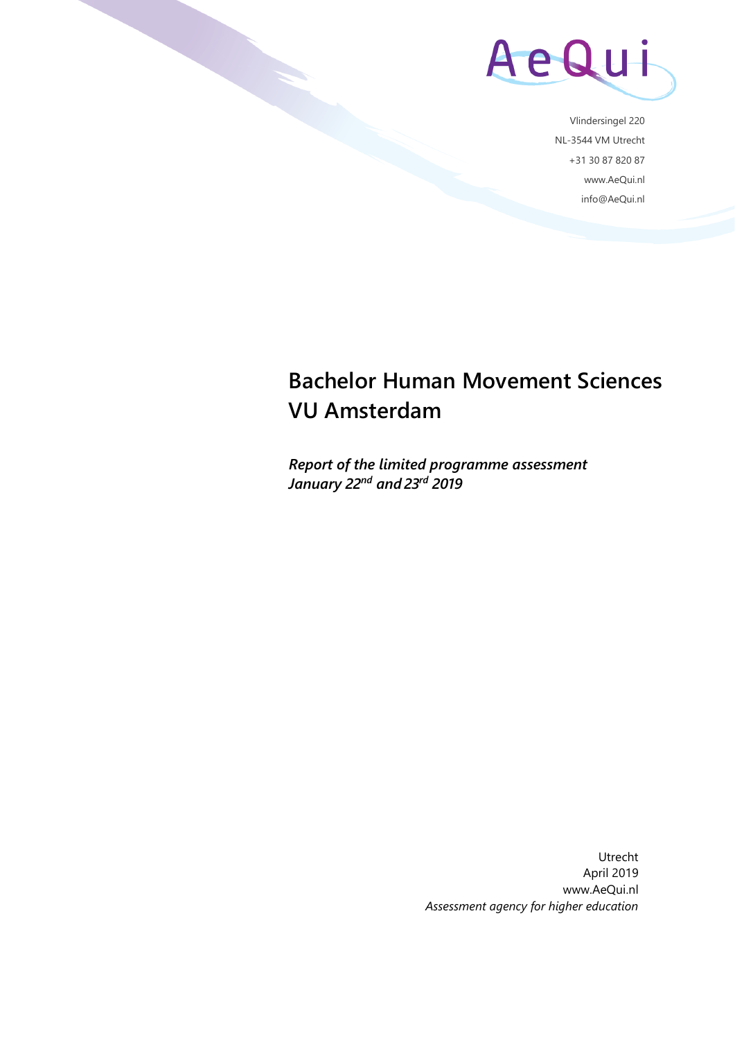AeQui

Vlindersingel 220
NL-3544 VM Utrecht
+31 30 87 820 87
www.AeQui.nl
info@AeQui.nl

# Bachelor Human Movement Sciences VU Amsterdam

***Report of the limited programme assessment January 22nd and 23rd 2019***

Utrecht
April 2019
www.AeQui.nl
*Assessment agency for higher education*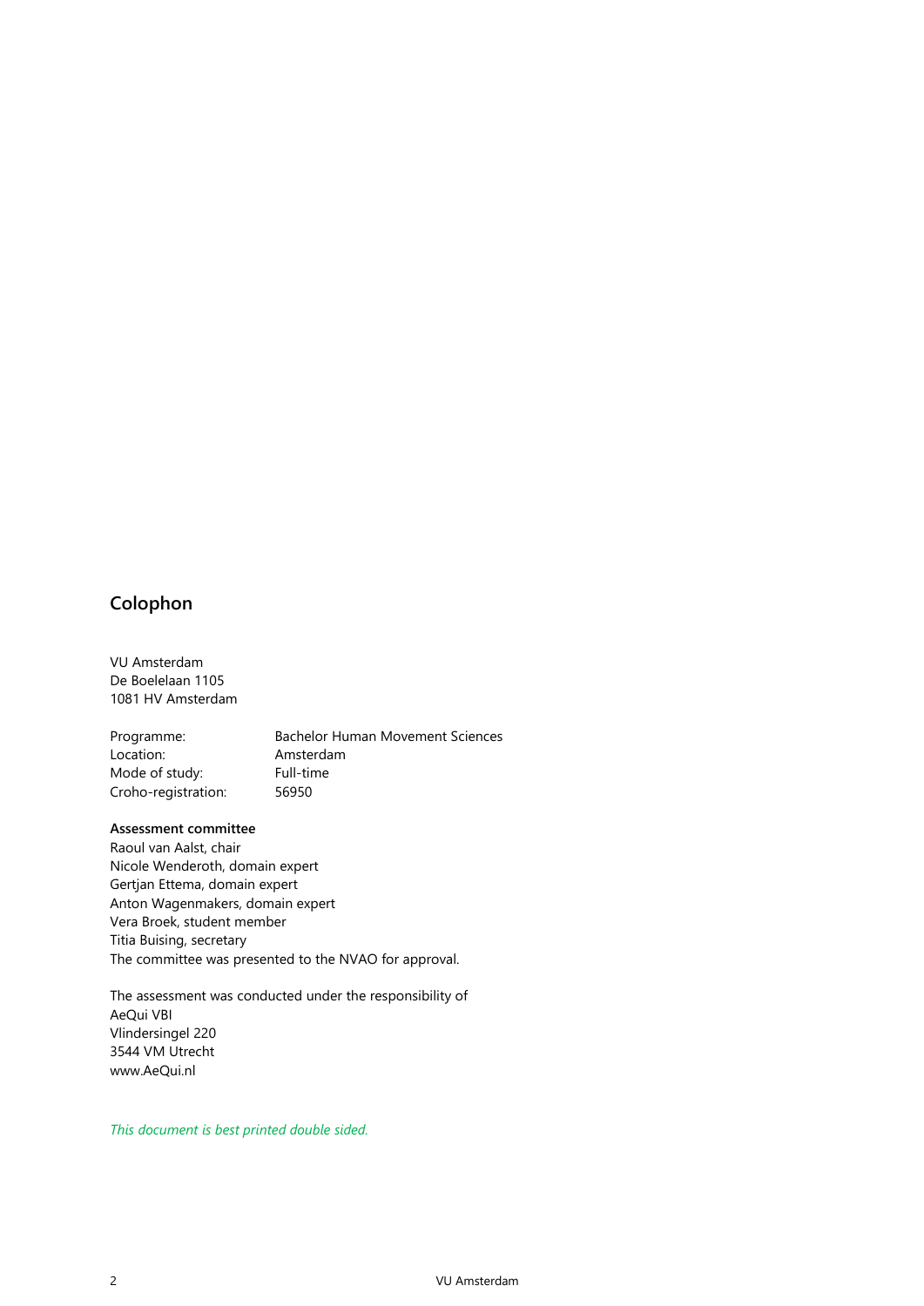## Colophon

VU Amsterdam
De Boelelaan 1105
1081 HV Amsterdam

| | |
|---|---|
| Programme: | Bachelor Human Movement Sciences |
| Location: | Amsterdam |
| Mode of study: | Full-time |
| Croho-registration: | 56950 |

**Assessment committee**
Raoul van Aalst, chair
Nicole Wenderoth, domain expert
Gertjan Ettema, domain expert
Anton Wagenmakers, domain expert
Vera Broek, student member
Titia Buising, secretary
The committee was presented to the NVAO for approval.

The assessment was conducted under the responsibility of
AeQui VBI
Vlindersingel 220
3544 VM Utrecht
www.AeQui.nl

*This document is best printed double sided.*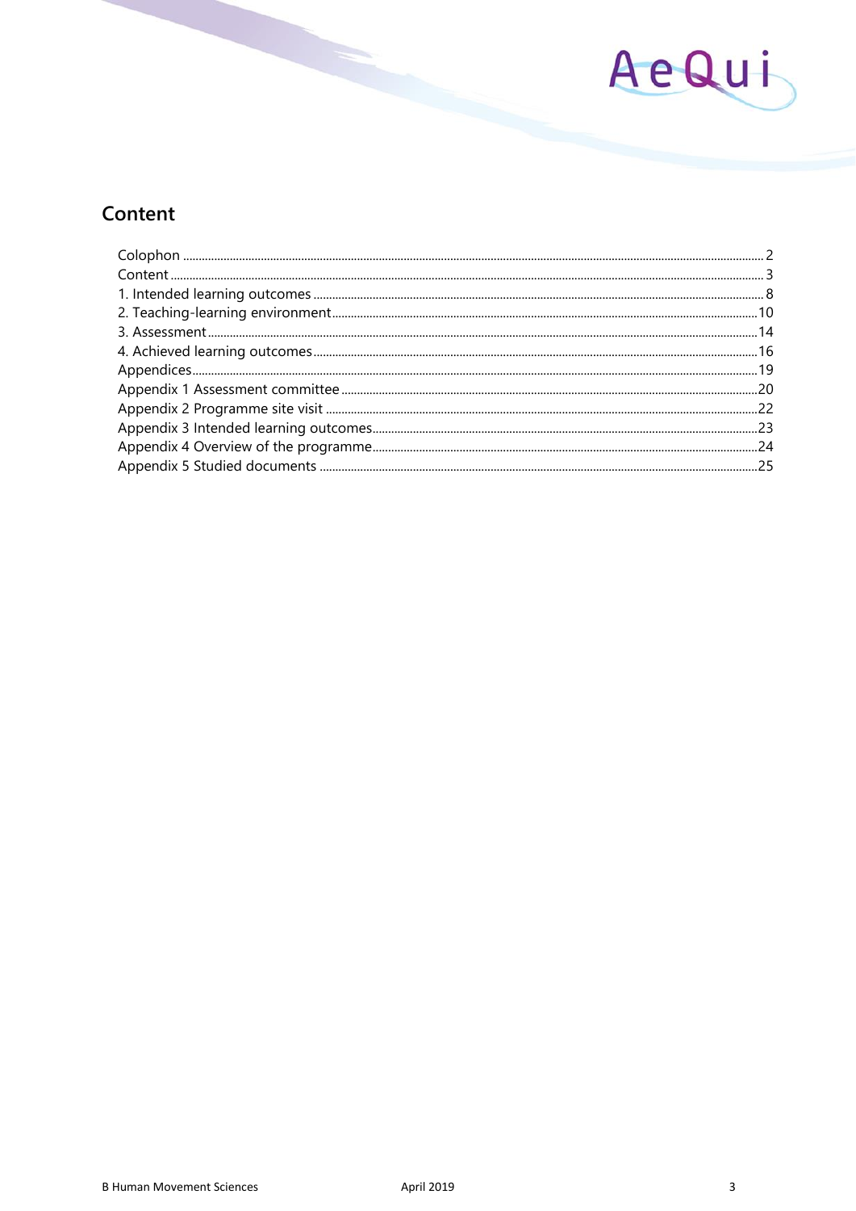# Content

Colophon ........................................................................................................................ 2
Content ........................................................................................................................ 3
1. Intended learning outcomes ........................................................................................ 8
2. Teaching-learning environment ................................................................................... 10
3. Assessment .................................................................................................................. 14
4. Achieved learning outcomes ........................................................................................ 16
Appendices ...................................................................................................................... 19
Appendix 1 Assessment committee ................................................................................. 20
Appendix 2 Programme site visit ..................................................................................... 22
Appendix 3 Intended learning outcomes ......................................................................... 23
Appendix 4 Overview of the programme ......................................................................... 24
Appendix 5 Studied documents ....................................................................................... 25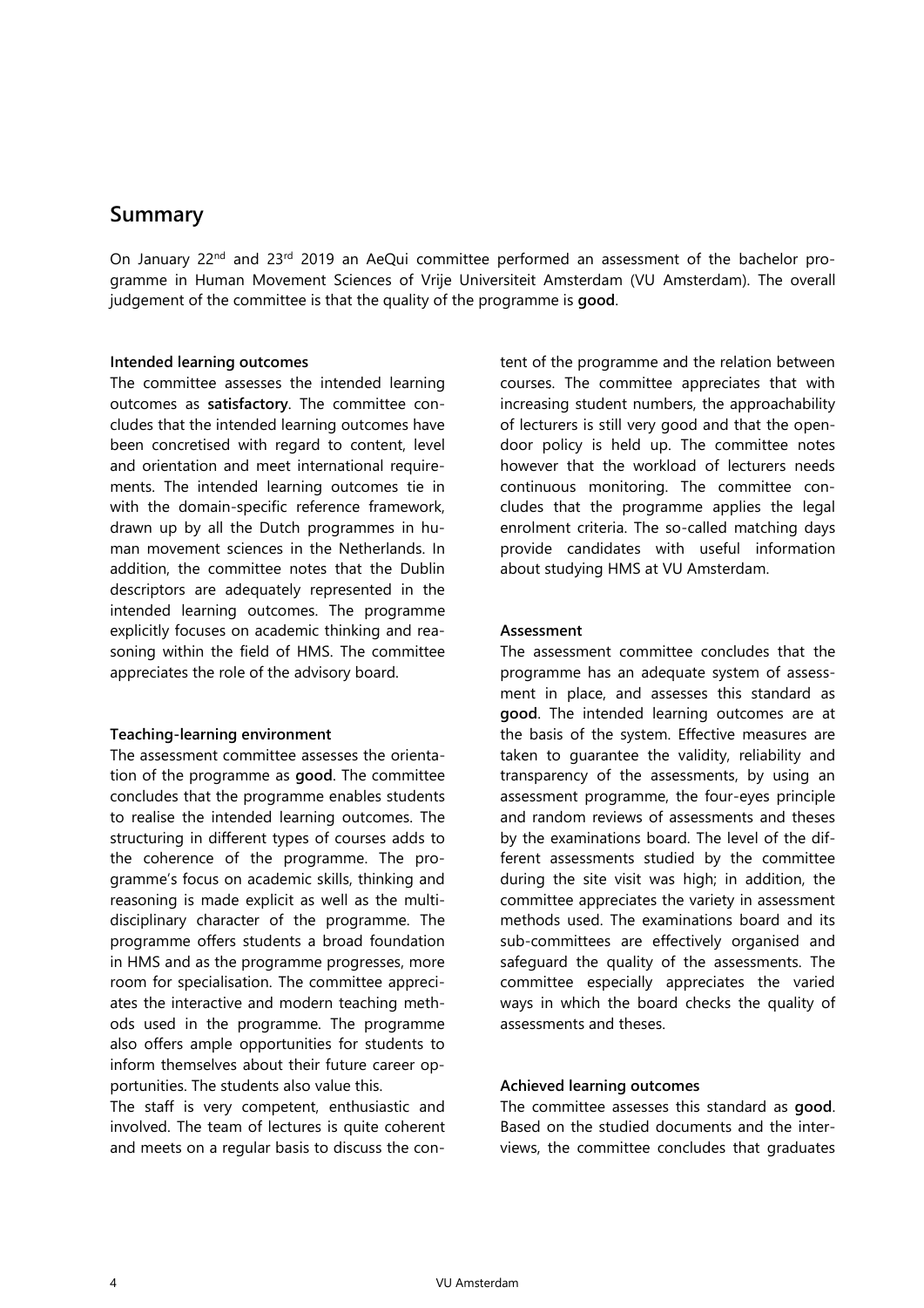## Summary

On January 22nd and 23rd 2019 an AeQui committee performed an assessment of the bachelor programme in Human Movement Sciences of Vrije Universiteit Amsterdam (VU Amsterdam). The overall judgement of the committee is that the quality of the programme is **good**.

**Intended learning outcomes**

The committee assesses the intended learning outcomes as **satisfactory**. The committee concludes that the intended learning outcomes have been concretised with regard to content, level and orientation and meet international requirements. The intended learning outcomes tie in with the domain-specific reference framework, drawn up by all the Dutch programmes in human movement sciences in the Netherlands. In addition, the committee notes that the Dublin descriptors are adequately represented in the intended learning outcomes. The programme explicitly focuses on academic thinking and reasoning within the field of HMS. The committee appreciates the role of the advisory board.

**Teaching-learning environment**

The assessment committee assesses the orientation of the programme as **good**. The committee concludes that the programme enables students to realise the intended learning outcomes. The structuring in different types of courses adds to the coherence of the programme. The programme's focus on academic skills, thinking and reasoning is made explicit as well as the multidisciplinary character of the programme. The programme offers students a broad foundation in HMS and as the programme progresses, more room for specialisation. The committee appreciates the interactive and modern teaching methods used in the programme. The programme also offers ample opportunities for students to inform themselves about their future career opportunities. The students also value this.

The staff is very competent, enthusiastic and involved. The team of lectures is quite coherent and meets on a regular basis to discuss the content of the programme and the relation between courses. The committee appreciates that with increasing student numbers, the approachability of lecturers is still very good and that the open-door policy is held up. The committee notes however that the workload of lecturers needs continuous monitoring. The committee concludes that the programme applies the legal enrolment criteria. The so-called matching days provide candidates with useful information about studying HMS at VU Amsterdam.

**Assessment**

The assessment committee concludes that the programme has an adequate system of assessment in place, and assesses this standard as **good**. The intended learning outcomes are at the basis of the system. Effective measures are taken to guarantee the validity, reliability and transparency of the assessments, by using an assessment programme, the four-eyes principle and random reviews of assessments and theses by the examinations board. The level of the different assessments studied by the committee during the site visit was high; in addition, the committee appreciates the variety in assessment methods used. The examinations board and its sub-committees are effectively organised and safeguard the quality of the assessments. The committee especially appreciates the varied ways in which the board checks the quality of assessments and theses.

**Achieved learning outcomes**

The committee assesses this standard as **good**. Based on the studied documents and the interviews, the committee concludes that graduates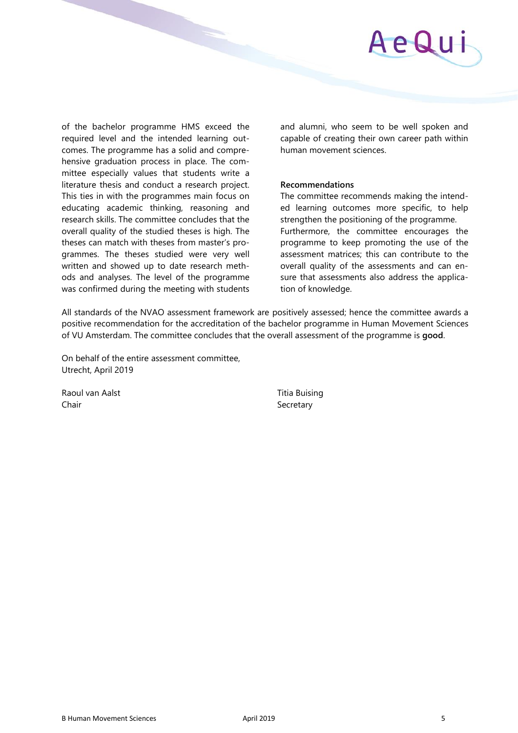of the bachelor programme HMS exceed the required level and the intended learning outcomes. The programme has a solid and comprehensive graduation process in place. The committee especially values that students write a literature thesis and conduct a research project. This ties in with the programmes main focus on educating academic thinking, reasoning and research skills. The committee concludes that the overall quality of the studied theses is high. The theses can match with theses from master's programmes. The theses studied were very well written and showed up to date research methods and analyses. The level of the programme was confirmed during the meeting with students and alumni, who seem to be well spoken and capable of creating their own career path within human movement sciences.

**Recommendations**

The committee recommends making the intended learning outcomes more specific, to help strengthen the positioning of the programme. Furthermore, the committee encourages the programme to keep promoting the use of the assessment matrices; this can contribute to the overall quality of the assessments and can ensure that assessments also address the application of knowledge.

All standards of the NVAO assessment framework are positively assessed; hence the committee awards a positive recommendation for the accreditation of the bachelor programme in Human Movement Sciences of VU Amsterdam. The committee concludes that the overall assessment of the programme is **good**.

On behalf of the entire assessment committee,
Utrecht, April 2019

Raoul van Aalst
Chair

Titia Buising
Secretary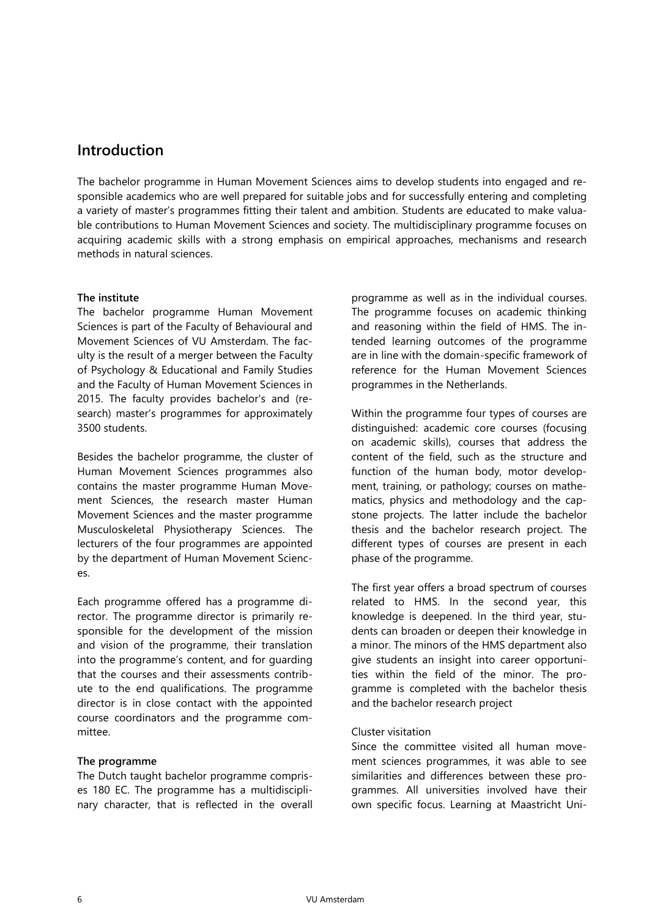## Introduction

The bachelor programme in Human Movement Sciences aims to develop students into engaged and responsible academics who are well prepared for suitable jobs and for successfully entering and completing a variety of master's programmes fitting their talent and ambition. Students are educated to make valuable contributions to Human Movement Sciences and society. The multidisciplinary programme focuses on acquiring academic skills with a strong emphasis on empirical approaches, mechanisms and research methods in natural sciences.

**The institute**

The bachelor programme Human Movement Sciences is part of the Faculty of Behavioural and Movement Sciences of VU Amsterdam. The faculty is the result of a merger between the Faculty of Psychology & Educational and Family Studies and the Faculty of Human Movement Sciences in 2015. The faculty provides bachelor's and (research) master's programmes for approximately 3500 students.

Besides the bachelor programme, the cluster of Human Movement Sciences programmes also contains the master programme Human Movement Sciences, the research master Human Movement Sciences and the master programme Musculoskeletal Physiotherapy Sciences. The lecturers of the four programmes are appointed by the department of Human Movement Sciences.

Each programme offered has a programme director. The programme director is primarily responsible for the development of the mission and vision of the programme, their translation into the programme's content, and for guarding that the courses and their assessments contribute to the end qualifications. The programme director is in close contact with the appointed course coordinators and the programme committee.

**The programme**

The Dutch taught bachelor programme comprises 180 EC. The programme has a multidisciplinary character, that is reflected in the overall programme as well as in the individual courses. The programme focuses on academic thinking and reasoning within the field of HMS. The intended learning outcomes of the programme are in line with the domain-specific framework of reference for the Human Movement Sciences programmes in the Netherlands.

Within the programme four types of courses are distinguished: academic core courses (focusing on academic skills), courses that address the content of the field, such as the structure and function of the human body, motor development, training, or pathology; courses on mathematics, physics and methodology and the capstone projects. The latter include the bachelor thesis and the bachelor research project. The different types of courses are present in each phase of the programme.

The first year offers a broad spectrum of courses related to HMS. In the second year, this knowledge is deepened. In the third year, students can broaden or deepen their knowledge in a minor. The minors of the HMS department also give students an insight into career opportunities within the field of the minor. The programme is completed with the bachelor thesis and the bachelor research project

Cluster visitation

Since the committee visited all human movement sciences programmes, it was able to see similarities and differences between these programmes. All universities involved have their own specific focus. Learning at Maastricht Uni-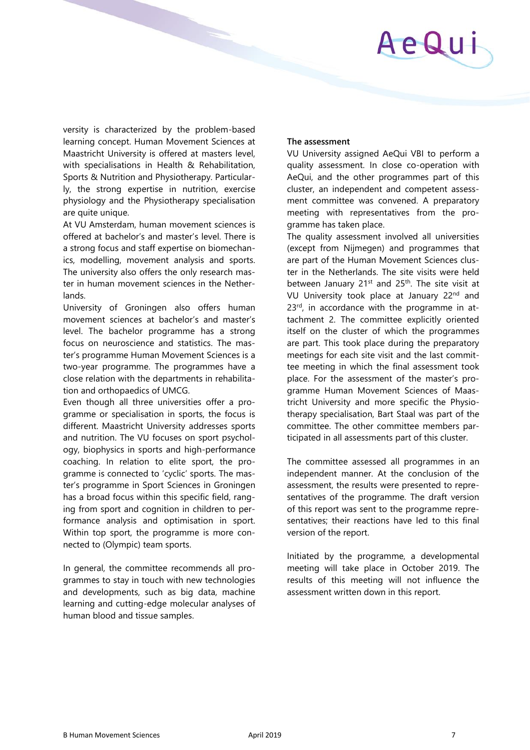versity is characterized by the problem-based learning concept. Human Movement Sciences at Maastricht University is offered at masters level, with specialisations in Health & Rehabilitation, Sports & Nutrition and Physiotherapy. Particularly, the strong expertise in nutrition, exercise physiology and the Physiotherapy specialisation are quite unique.

At VU Amsterdam, human movement sciences is offered at bachelor's and master's level. There is a strong focus and staff expertise on biomechanics, modelling, movement analysis and sports. The university also offers the only research master in human movement sciences in the Netherlands.

University of Groningen also offers human movement sciences at bachelor's and master's level. The bachelor programme has a strong focus on neuroscience and statistics. The master's programme Human Movement Sciences is a two-year programme. The programmes have a close relation with the departments in rehabilitation and orthopaedics of UMCG.

Even though all three universities offer a programme or specialisation in sports, the focus is different. Maastricht University addresses sports and nutrition. The VU focuses on sport psychology, biophysics in sports and high-performance coaching. In relation to elite sport, the programme is connected to 'cyclic' sports. The master's programme in Sport Sciences in Groningen has a broad focus within this specific field, ranging from sport and cognition in children to performance analysis and optimisation in sport. Within top sport, the programme is more connected to (Olympic) team sports.

In general, the committee recommends all programmes to stay in touch with new technologies and developments, such as big data, machine learning and cutting-edge molecular analyses of human blood and tissue samples.

**The assessment**

VU University assigned AeQui VBI to perform a quality assessment. In close co-operation with AeQui, and the other programmes part of this cluster, an independent and competent assessment committee was convened. A preparatory meeting with representatives from the programme has taken place.

The quality assessment involved all universities (except from Nijmegen) and programmes that are part of the Human Movement Sciences cluster in the Netherlands. The site visits were held between January 21st and 25th. The site visit at VU University took place at January 22nd and 23rd, in accordance with the programme in attachment 2. The committee explicitly oriented itself on the cluster of which the programmes are part. This took place during the preparatory meetings for each site visit and the last committee meeting in which the final assessment took place. For the assessment of the master's programme Human Movement Sciences of Maastricht University and more specific the Physiotherapy specialisation, Bart Staal was part of the committee. The other committee members participated in all assessments part of this cluster.

The committee assessed all programmes in an independent manner. At the conclusion of the assessment, the results were presented to representatives of the programme. The draft version of this report was sent to the programme representatives; their reactions have led to this final version of the report.

Initiated by the programme, a developmental meeting will take place in October 2019. The results of this meeting will not influence the assessment written down in this report.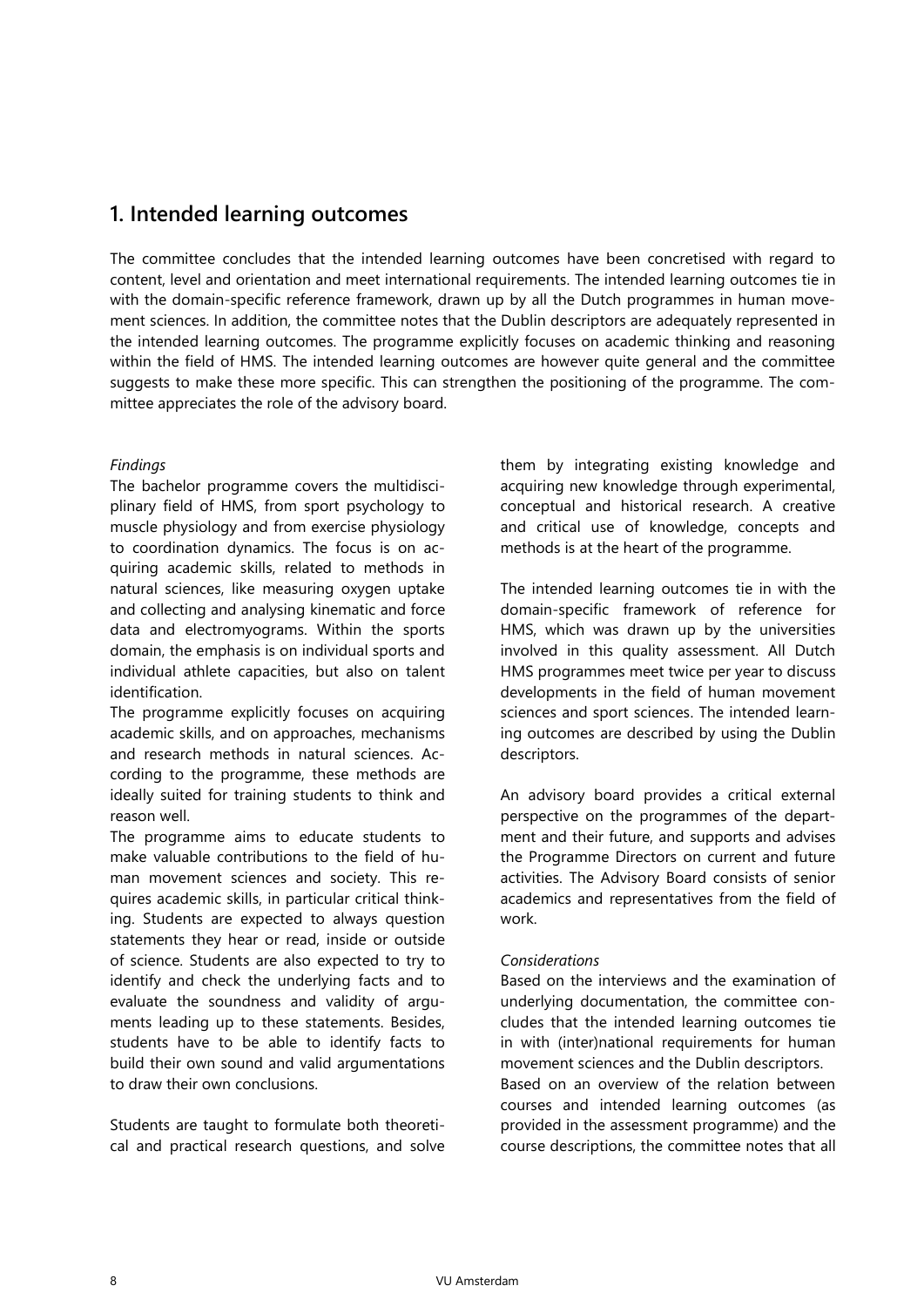## 1. Intended learning outcomes

The committee concludes that the intended learning outcomes have been concretised with regard to content, level and orientation and meet international requirements. The intended learning outcomes tie in with the domain-specific reference framework, drawn up by all the Dutch programmes in human movement sciences. In addition, the committee notes that the Dublin descriptors are adequately represented in the intended learning outcomes. The programme explicitly focuses on academic thinking and reasoning within the field of HMS. The intended learning outcomes are however quite general and the committee suggests to make these more specific. This can strengthen the positioning of the programme. The committee appreciates the role of the advisory board.

*Findings*

The bachelor programme covers the multidisciplinary field of HMS, from sport psychology to muscle physiology and from exercise physiology to coordination dynamics. The focus is on acquiring academic skills, related to methods in natural sciences, like measuring oxygen uptake and collecting and analysing kinematic and force data and electromyograms. Within the sports domain, the emphasis is on individual sports and individual athlete capacities, but also on talent identification.

The programme explicitly focuses on acquiring academic skills, and on approaches, mechanisms and research methods in natural sciences. According to the programme, these methods are ideally suited for training students to think and reason well.

The programme aims to educate students to make valuable contributions to the field of human movement sciences and society. This requires academic skills, in particular critical thinking. Students are expected to always question statements they hear or read, inside or outside of science. Students are also expected to try to identify and check the underlying facts and to evaluate the soundness and validity of arguments leading up to these statements. Besides, students have to be able to identify facts to build their own sound and valid argumentations to draw their own conclusions.

Students are taught to formulate both theoretical and practical research questions, and solve them by integrating existing knowledge and acquiring new knowledge through experimental, conceptual and historical research. A creative and critical use of knowledge, concepts and methods is at the heart of the programme.

The intended learning outcomes tie in with the domain-specific framework of reference for HMS, which was drawn up by the universities involved in this quality assessment. All Dutch HMS programmes meet twice per year to discuss developments in the field of human movement sciences and sport sciences. The intended learning outcomes are described by using the Dublin descriptors.

An advisory board provides a critical external perspective on the programmes of the department and their future, and supports and advises the Programme Directors on current and future activities. The Advisory Board consists of senior academics and representatives from the field of work.

*Considerations*

Based on the interviews and the examination of underlying documentation, the committee concludes that the intended learning outcomes tie in with (inter)national requirements for human movement sciences and the Dublin descriptors.

Based on an overview of the relation between courses and intended learning outcomes (as provided in the assessment programme) and the course descriptions, the committee notes that all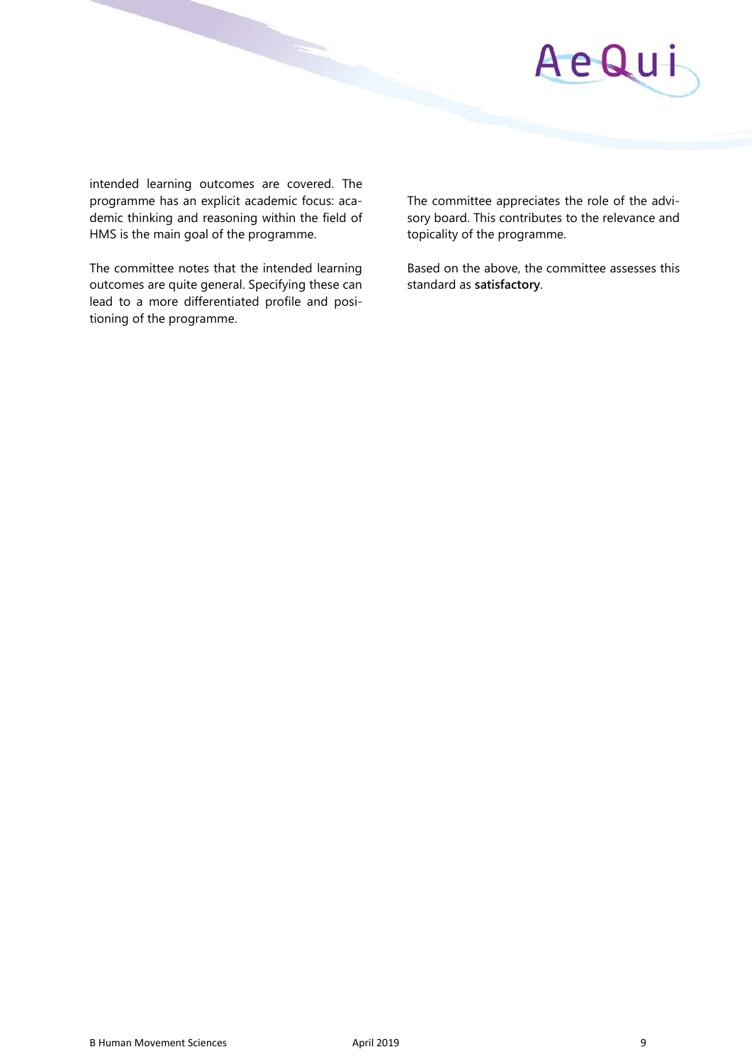intended learning outcomes are covered. The programme has an explicit academic focus: academic thinking and reasoning within the field of HMS is the main goal of the programme.

The committee notes that the intended learning outcomes are quite general. Specifying these can lead to a more differentiated profile and positioning of the programme.

The committee appreciates the role of the advisory board. This contributes to the relevance and topicality of the programme.

Based on the above, the committee assesses this standard as **satisfactory**.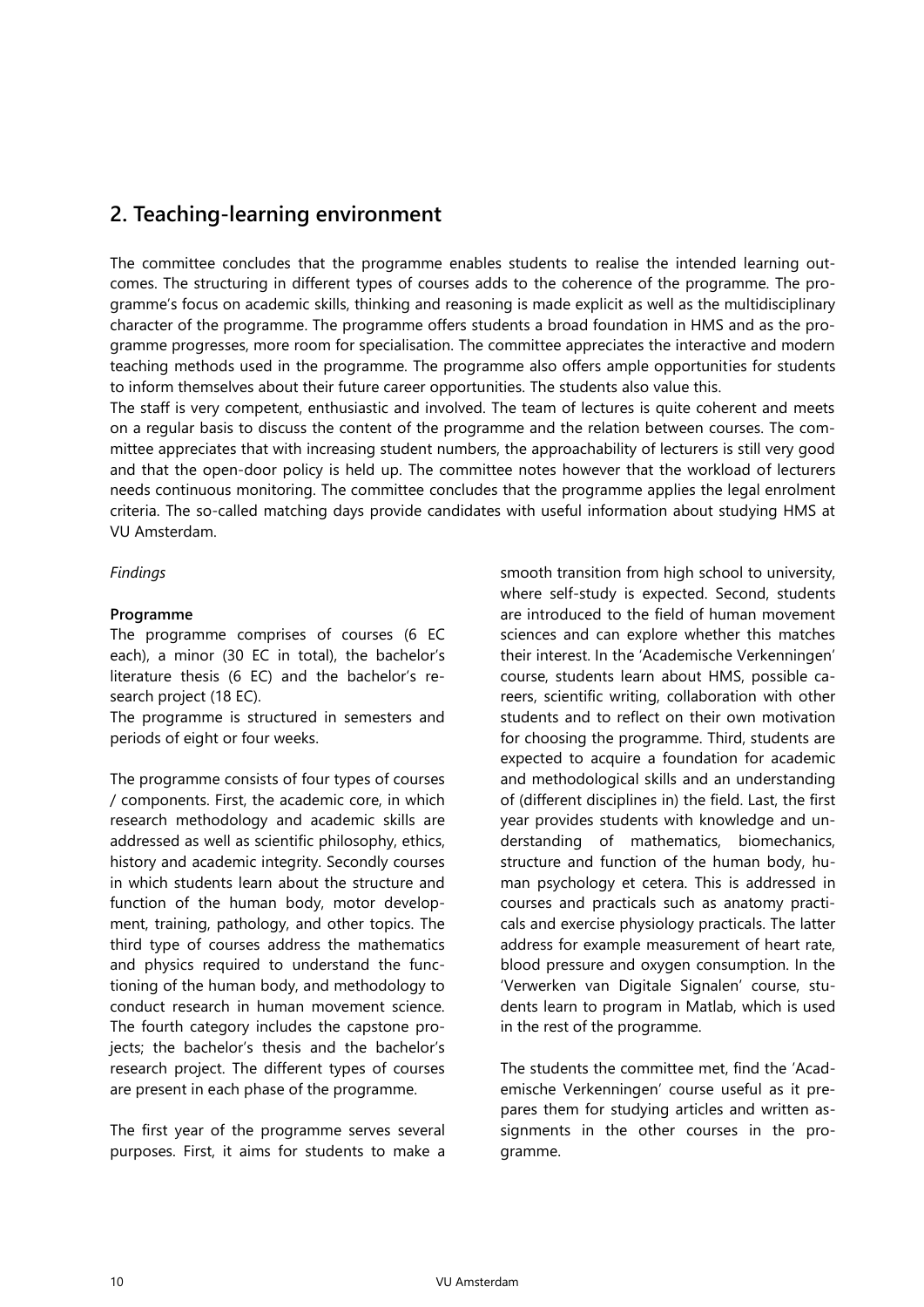## 2. Teaching-learning environment

The committee concludes that the programme enables students to realise the intended learning outcomes. The structuring in different types of courses adds to the coherence of the programme. The programme's focus on academic skills, thinking and reasoning is made explicit as well as the multidisciplinary character of the programme. The programme offers students a broad foundation in HMS and as the programme progresses, more room for specialisation. The committee appreciates the interactive and modern teaching methods used in the programme. The programme also offers ample opportunities for students to inform themselves about their future career opportunities. The students also value this.

The staff is very competent, enthusiastic and involved. The team of lectures is quite coherent and meets on a regular basis to discuss the content of the programme and the relation between courses. The committee appreciates that with increasing student numbers, the approachability of lecturers is still very good and that the open-door policy is held up. The committee notes however that the workload of lecturers needs continuous monitoring. The committee concludes that the programme applies the legal enrolment criteria. The so-called matching days provide candidates with useful information about studying HMS at VU Amsterdam.

*Findings*

**Programme**

The programme comprises of courses (6 EC each), a minor (30 EC in total), the bachelor's literature thesis (6 EC) and the bachelor's research project (18 EC).

The programme is structured in semesters and periods of eight or four weeks.

The programme consists of four types of courses / components. First, the academic core, in which research methodology and academic skills are addressed as well as scientific philosophy, ethics, history and academic integrity. Secondly courses in which students learn about the structure and function of the human body, motor development, training, pathology, and other topics. The third type of courses address the mathematics and physics required to understand the functioning of the human body, and methodology to conduct research in human movement science. The fourth category includes the capstone projects; the bachelor's thesis and the bachelor's research project. The different types of courses are present in each phase of the programme.

The first year of the programme serves several purposes. First, it aims for students to make a smooth transition from high school to university, where self-study is expected. Second, students are introduced to the field of human movement sciences and can explore whether this matches their interest. In the 'Academische Verkenningen' course, students learn about HMS, possible careers, scientific writing, collaboration with other students and to reflect on their own motivation for choosing the programme. Third, students are expected to acquire a foundation for academic and methodological skills and an understanding of (different disciplines in) the field. Last, the first year provides students with knowledge and understanding of mathematics, biomechanics, structure and function of the human body, human psychology et cetera. This is addressed in courses and practicals such as anatomy practicals and exercise physiology practicals. The latter address for example measurement of heart rate, blood pressure and oxygen consumption. In the 'Verwerken van Digitale Signalen' course, students learn to program in Matlab, which is used in the rest of the programme.

The students the committee met, find the 'Academische Verkenningen' course useful as it prepares them for studying articles and written assignments in the other courses in the programme.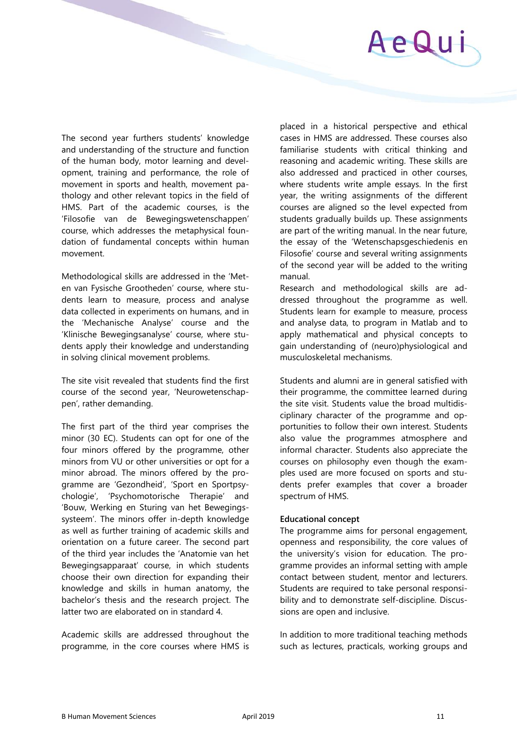The second year furthers students' knowledge and understanding of the structure and function of the human body, motor learning and development, training and performance, the role of movement in sports and health, movement pathology and other relevant topics in the field of HMS. Part of the academic courses, is the 'Filosofie van de Bewegingswetenschappen' course, which addresses the metaphysical foundation of fundamental concepts within human movement.

Methodological skills are addressed in the 'Meten van Fysische Grootheden' course, where students learn to measure, process and analyse data collected in experiments on humans, and in the 'Mechanische Analyse' course and the 'Klinische Bewegingsanalyse' course, where students apply their knowledge and understanding in solving clinical movement problems.

The site visit revealed that students find the first course of the second year, 'Neurowetenschappen', rather demanding.

The first part of the third year comprises the minor (30 EC). Students can opt for one of the four minors offered by the programme, other minors from VU or other universities or opt for a minor abroad. The minors offered by the programme are 'Gezondheid', 'Sport en Sportpsychologie', 'Psychomotorische Therapie' and 'Bouw, Werking en Sturing van het Bewegingssysteem'. The minors offer in-depth knowledge as well as further training of academic skills and orientation on a future career. The second part of the third year includes the 'Anatomie van het Bewegingsapparaat' course, in which students choose their own direction for expanding their knowledge and skills in human anatomy, the bachelor's thesis and the research project. The latter two are elaborated on in standard 4.

Academic skills are addressed throughout the programme, in the core courses where HMS is placed in a historical perspective and ethical cases in HMS are addressed. These courses also familiarise students with critical thinking and reasoning and academic writing. These skills are also addressed and practiced in other courses, where students write ample essays. In the first year, the writing assignments of the different courses are aligned so the level expected from students gradually builds up. These assignments are part of the writing manual. In the near future, the essay of the 'Wetenschapsgeschiedenis en Filosofie' course and several writing assignments of the second year will be added to the writing manual.
Research and methodological skills are addressed throughout the programme as well. Students learn for example to measure, process and analyse data, to program in Matlab and to apply mathematical and physical concepts to gain understanding of (neuro)physiological and musculoskeletal mechanisms.

Students and alumni are in general satisfied with their programme, the committee learned during the site visit. Students value the broad multidisciplinary character of the programme and opportunities to follow their own interest. Students also value the programmes atmosphere and informal character. Students also appreciate the courses on philosophy even though the examples used are more focused on sports and students prefer examples that cover a broader spectrum of HMS.

**Educational concept**
The programme aims for personal engagement, openness and responsibility, the core values of the university's vision for education. The programme provides an informal setting with ample contact between student, mentor and lecturers. Students are required to take personal responsibility and to demonstrate self-discipline. Discussions are open and inclusive.

In addition to more traditional teaching methods such as lectures, practicals, working groups and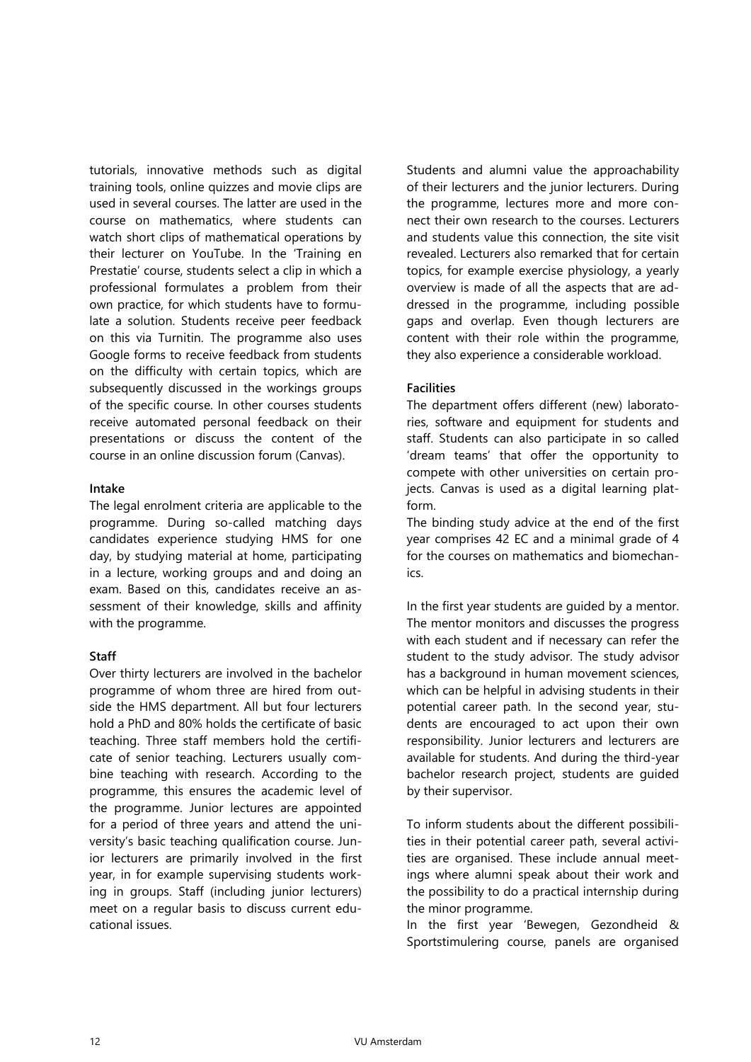tutorials, innovative methods such as digital training tools, online quizzes and movie clips are used in several courses. The latter are used in the course on mathematics, where students can watch short clips of mathematical operations by their lecturer on YouTube. In the 'Training en Prestatie' course, students select a clip in which a professional formulates a problem from their own practice, for which students have to formulate a solution. Students receive peer feedback on this via Turnitin. The programme also uses Google forms to receive feedback from students on the difficulty with certain topics, which are subsequently discussed in the workings groups of the specific course. In other courses students receive automated personal feedback on their presentations or discuss the content of the course in an online discussion forum (Canvas).

**Intake**

The legal enrolment criteria are applicable to the programme. During so-called matching days candidates experience studying HMS for one day, by studying material at home, participating in a lecture, working groups and and doing an exam. Based on this, candidates receive an assessment of their knowledge, skills and affinity with the programme.

**Staff**

Over thirty lecturers are involved in the bachelor programme of whom three are hired from outside the HMS department. All but four lecturers hold a PhD and 80% holds the certificate of basic teaching. Three staff members hold the certificate of senior teaching. Lecturers usually combine teaching with research. According to the programme, this ensures the academic level of the programme. Junior lectures are appointed for a period of three years and attend the university's basic teaching qualification course. Junior lecturers are primarily involved in the first year, in for example supervising students working in groups. Staff (including junior lecturers) meet on a regular basis to discuss current educational issues.

Students and alumni value the approachability of their lecturers and the junior lecturers. During the programme, lectures more and more connect their own research to the courses. Lecturers and students value this connection, the site visit revealed. Lecturers also remarked that for certain topics, for example exercise physiology, a yearly overview is made of all the aspects that are addressed in the programme, including possible gaps and overlap. Even though lecturers are content with their role within the programme, they also experience a considerable workload.

**Facilities**

The department offers different (new) laboratories, software and equipment for students and staff. Students can also participate in so called 'dream teams' that offer the opportunity to compete with other universities on certain projects. Canvas is used as a digital learning platform.

The binding study advice at the end of the first year comprises 42 EC and a minimal grade of 4 for the courses on mathematics and biomechanics.

In the first year students are guided by a mentor. The mentor monitors and discusses the progress with each student and if necessary can refer the student to the study advisor. The study advisor has a background in human movement sciences, which can be helpful in advising students in their potential career path. In the second year, students are encouraged to act upon their own responsibility. Junior lecturers and lecturers are available for students. And during the third-year bachelor research project, students are guided by their supervisor.

To inform students about the different possibilities in their potential career path, several activities are organised. These include annual meetings where alumni speak about their work and the possibility to do a practical internship during the minor programme.

In the first year 'Bewegen, Gezondheid & Sportstimulering course, panels are organised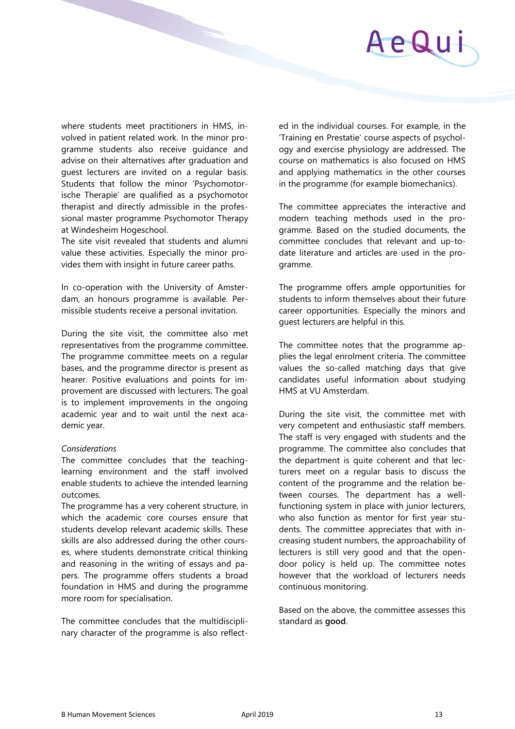where students meet practitioners in HMS, involved in patient related work. In the minor programme students also receive guidance and advise on their alternatives after graduation and guest lecturers are invited on a regular basis. Students that follow the minor 'Psychomotorische Therapie' are qualified as a psychomotor therapist and directly admissible in the professional master programme Psychomotor Therapy at Windesheim Hogeschool.
The site visit revealed that students and alumni value these activities. Especially the minor provides them with insight in future career paths.

In co-operation with the University of Amsterdam, an honours programme is available. Permissible students receive a personal invitation.

During the site visit, the committee also met representatives from the programme committee. The programme committee meets on a regular bases, and the programme director is present as hearer. Positive evaluations and points for improvement are discussed with lecturers. The goal is to implement improvements in the ongoing academic year and to wait until the next academic year.

*Considerations*
The committee concludes that the teaching-learning environment and the staff involved enable students to achieve the intended learning outcomes.
The programme has a very coherent structure, in which the academic core courses ensure that students develop relevant academic skills. These skills are also addressed during the other courses, where students demonstrate critical thinking and reasoning in the writing of essays and papers. The programme offers students a broad foundation in HMS and during the programme more room for specialisation.

The committee concludes that the multidisciplinary character of the programme is also reflected in the individual courses. For example, in the 'Training en Prestatie' course aspects of psychology and exercise physiology are addressed. The course on mathematics is also focused on HMS and applying mathematics in the other courses in the programme (for example biomechanics).

The committee appreciates the interactive and modern teaching methods used in the programme. Based on the studied documents, the committee concludes that relevant and up-to-date literature and articles are used in the programme.

The programme offers ample opportunities for students to inform themselves about their future career opportunities. Especially the minors and guest lecturers are helpful in this.

The committee notes that the programme applies the legal enrolment criteria. The committee values the so-called matching days that give candidates useful information about studying HMS at VU Amsterdam.

During the site visit, the committee met with very competent and enthusiastic staff members. The staff is very engaged with students and the programme. The committee also concludes that the department is quite coherent and that lecturers meet on a regular basis to discuss the content of the programme and the relation between courses. The department has a well-functioning system in place with junior lecturers, who also function as mentor for first year students. The committee appreciates that with increasing student numbers, the approachability of lecturers is still very good and that the open-door policy is held up. The committee notes however that the workload of lecturers needs continuous monitoring.

Based on the above, the committee assesses this standard as **good**.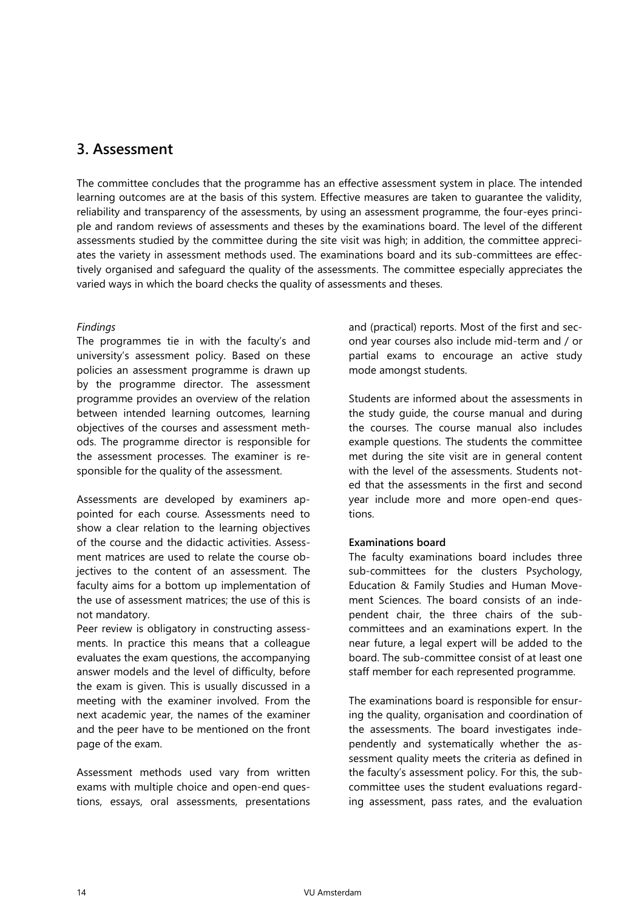## 3. Assessment

The committee concludes that the programme has an effective assessment system in place. The intended learning outcomes are at the basis of this system. Effective measures are taken to guarantee the validity, reliability and transparency of the assessments, by using an assessment programme, the four-eyes principle and random reviews of assessments and theses by the examinations board. The level of the different assessments studied by the committee during the site visit was high; in addition, the committee appreciates the variety in assessment methods used. The examinations board and its sub-committees are effectively organised and safeguard the quality of the assessments. The committee especially appreciates the varied ways in which the board checks the quality of assessments and theses.

*Findings*

The programmes tie in with the faculty's and university's assessment policy. Based on these policies an assessment programme is drawn up by the programme director. The assessment programme provides an overview of the relation between intended learning outcomes, learning objectives of the courses and assessment methods. The programme director is responsible for the assessment processes. The examiner is responsible for the quality of the assessment.

Assessments are developed by examiners appointed for each course. Assessments need to show a clear relation to the learning objectives of the course and the didactic activities. Assessment matrices are used to relate the course objectives to the content of an assessment. The faculty aims for a bottom up implementation of the use of assessment matrices; the use of this is not mandatory.

Peer review is obligatory in constructing assessments. In practice this means that a colleague evaluates the exam questions, the accompanying answer models and the level of difficulty, before the exam is given. This is usually discussed in a meeting with the examiner involved. From the next academic year, the names of the examiner and the peer have to be mentioned on the front page of the exam.

Assessment methods used vary from written exams with multiple choice and open-end questions, essays, oral assessments, presentations and (practical) reports. Most of the first and second year courses also include mid-term and / or partial exams to encourage an active study mode amongst students.

Students are informed about the assessments in the study guide, the course manual and during the courses. The course manual also includes example questions. The students the committee met during the site visit are in general content with the level of the assessments. Students noted that the assessments in the first and second year include more and more open-end questions.

**Examinations board**

The faculty examinations board includes three sub-committees for the clusters Psychology, Education & Family Studies and Human Movement Sciences. The board consists of an independent chair, the three chairs of the sub-committees and an examinations expert. In the near future, a legal expert will be added to the board. The sub-committee consist of at least one staff member for each represented programme.

The examinations board is responsible for ensuring the quality, organisation and coordination of the assessments. The board investigates independently and systematically whether the assessment quality meets the criteria as defined in the faculty's assessment policy. For this, the sub-committee uses the student evaluations regarding assessment, pass rates, and the evaluation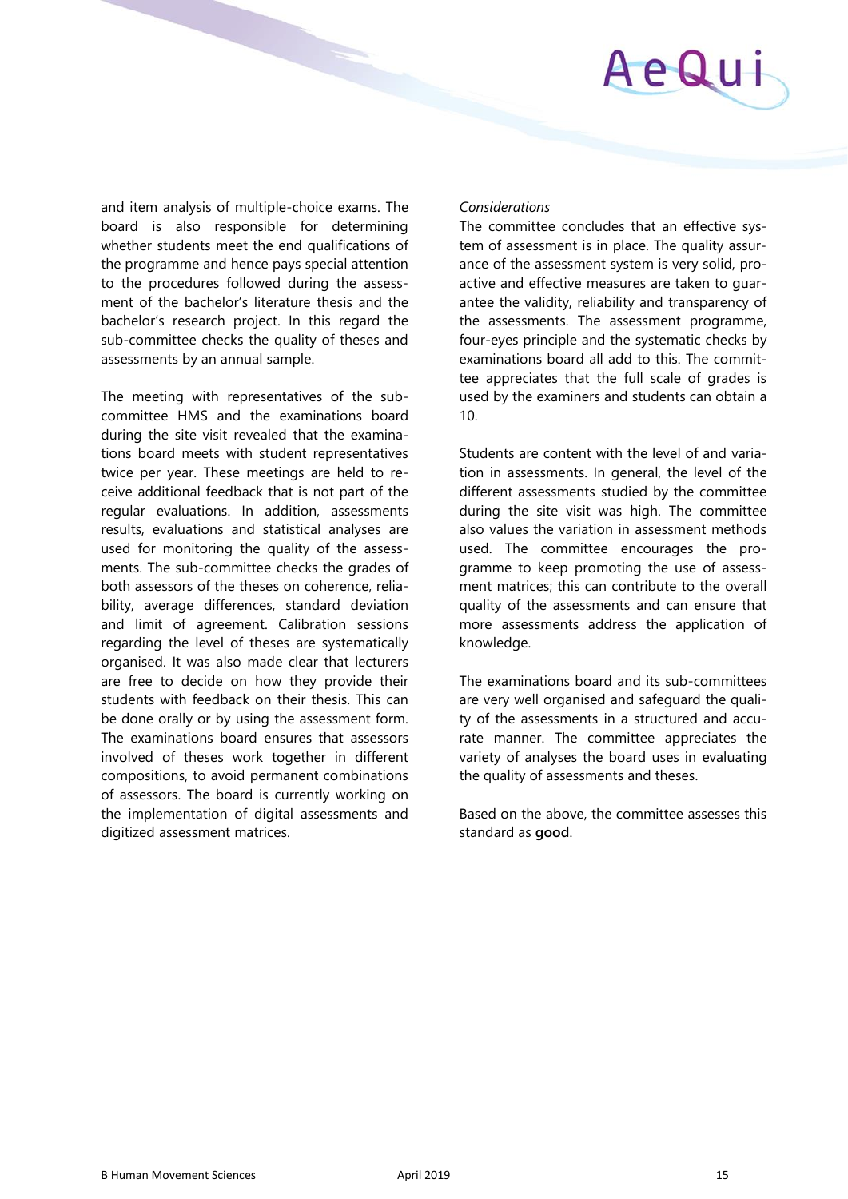and item analysis of multiple-choice exams. The board is also responsible for determining whether students meet the end qualifications of the programme and hence pays special attention to the procedures followed during the assessment of the bachelor's literature thesis and the bachelor's research project. In this regard the sub-committee checks the quality of theses and assessments by an annual sample.

The meeting with representatives of the sub-committee HMS and the examinations board during the site visit revealed that the examinations board meets with student representatives twice per year. These meetings are held to receive additional feedback that is not part of the regular evaluations. In addition, assessments results, evaluations and statistical analyses are used for monitoring the quality of the assessments. The sub-committee checks the grades of both assessors of the theses on coherence, reliability, average differences, standard deviation and limit of agreement. Calibration sessions regarding the level of theses are systematically organised. It was also made clear that lecturers are free to decide on how they provide their students with feedback on their thesis. This can be done orally or by using the assessment form. The examinations board ensures that assessors involved of theses work together in different compositions, to avoid permanent combinations of assessors. The board is currently working on the implementation of digital assessments and digitized assessment matrices.

*Considerations*

The committee concludes that an effective system of assessment is in place. The quality assurance of the assessment system is very solid, pro-active and effective measures are taken to guarantee the validity, reliability and transparency of the assessments. The assessment programme, four-eyes principle and the systematic checks by examinations board all add to this. The committee appreciates that the full scale of grades is used by the examiners and students can obtain a 10.

Students are content with the level of and variation in assessments. In general, the level of the different assessments studied by the committee during the site visit was high. The committee also values the variation in assessment methods used. The committee encourages the programme to keep promoting the use of assessment matrices; this can contribute to the overall quality of the assessments and can ensure that more assessments address the application of knowledge.

The examinations board and its sub-committees are very well organised and safeguard the quality of the assessments in a structured and accurate manner. The committee appreciates the variety of analyses the board uses in evaluating the quality of assessments and theses.

Based on the above, the committee assesses this standard as **good**.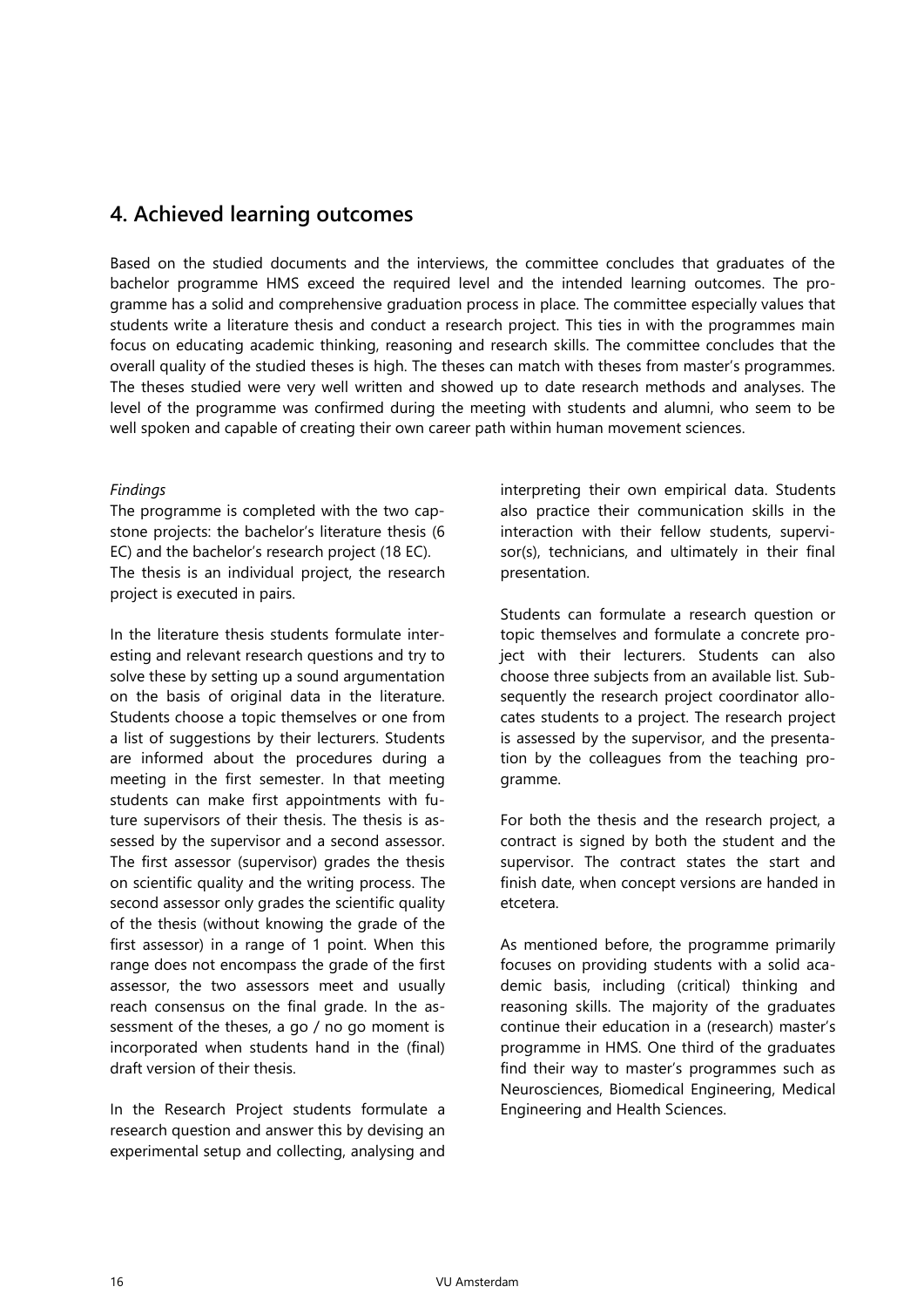## 4. Achieved learning outcomes

Based on the studied documents and the interviews, the committee concludes that graduates of the bachelor programme HMS exceed the required level and the intended learning outcomes. The programme has a solid and comprehensive graduation process in place. The committee especially values that students write a literature thesis and conduct a research project. This ties in with the programmes main focus on educating academic thinking, reasoning and research skills. The committee concludes that the overall quality of the studied theses is high. The theses can match with theses from master's programmes. The theses studied were very well written and showed up to date research methods and analyses. The level of the programme was confirmed during the meeting with students and alumni, who seem to be well spoken and capable of creating their own career path within human movement sciences.

*Findings*

The programme is completed with the two capstone projects: the bachelor's literature thesis (6 EC) and the bachelor's research project (18 EC). The thesis is an individual project, the research project is executed in pairs.

In the literature thesis students formulate interesting and relevant research questions and try to solve these by setting up a sound argumentation on the basis of original data in the literature. Students choose a topic themselves or one from a list of suggestions by their lecturers. Students are informed about the procedures during a meeting in the first semester. In that meeting students can make first appointments with future supervisors of their thesis. The thesis is assessed by the supervisor and a second assessor. The first assessor (supervisor) grades the thesis on scientific quality and the writing process. The second assessor only grades the scientific quality of the thesis (without knowing the grade of the first assessor) in a range of 1 point. When this range does not encompass the grade of the first assessor, the two assessors meet and usually reach consensus on the final grade. In the assessment of the theses, a go / no go moment is incorporated when students hand in the (final) draft version of their thesis.

In the Research Project students formulate a research question and answer this by devising an experimental setup and collecting, analysing and interpreting their own empirical data. Students also practice their communication skills in the interaction with their fellow students, supervisor(s), technicians, and ultimately in their final presentation.

Students can formulate a research question or topic themselves and formulate a concrete project with their lecturers. Students can also choose three subjects from an available list. Subsequently the research project coordinator allocates students to a project. The research project is assessed by the supervisor, and the presentation by the colleagues from the teaching programme.

For both the thesis and the research project, a contract is signed by both the student and the supervisor. The contract states the start and finish date, when concept versions are handed in etcetera.

As mentioned before, the programme primarily focuses on providing students with a solid academic basis, including (critical) thinking and reasoning skills. The majority of the graduates continue their education in a (research) master's programme in HMS. One third of the graduates find their way to master's programmes such as Neurosciences, Biomedical Engineering, Medical Engineering and Health Sciences.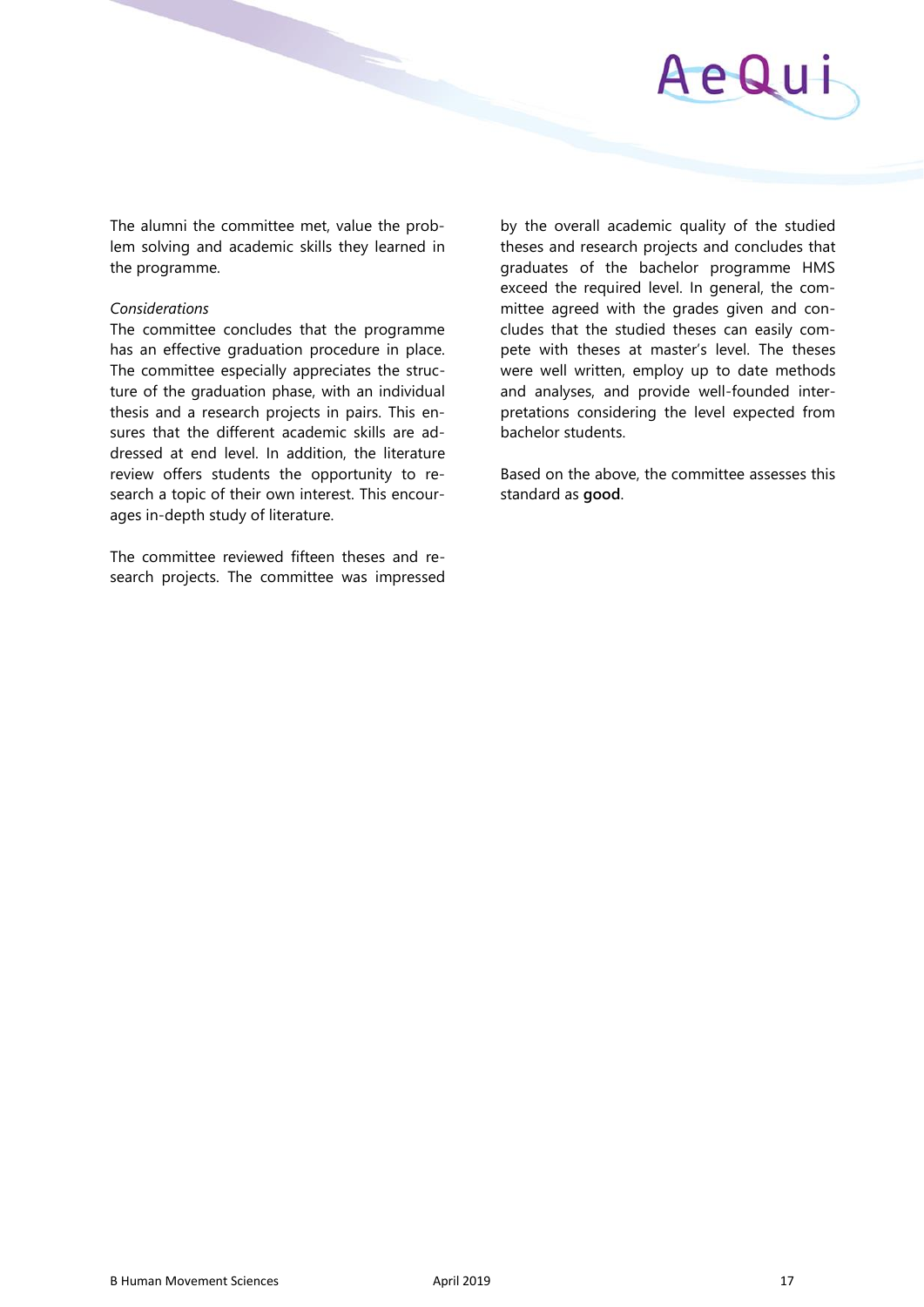The alumni the committee met, value the problem solving and academic skills they learned in the programme.

*Considerations*

The committee concludes that the programme has an effective graduation procedure in place. The committee especially appreciates the structure of the graduation phase, with an individual thesis and a research projects in pairs. This ensures that the different academic skills are addressed at end level. In addition, the literature review offers students the opportunity to research a topic of their own interest. This encourages in-depth study of literature.

The committee reviewed fifteen theses and research projects. The committee was impressed by the overall academic quality of the studied theses and research projects and concludes that graduates of the bachelor programme HMS exceed the required level. In general, the committee agreed with the grades given and concludes that the studied theses can easily compete with theses at master's level. The theses were well written, employ up to date methods and analyses, and provide well-founded interpretations considering the level expected from bachelor students.

Based on the above, the committee assesses this standard as **good**.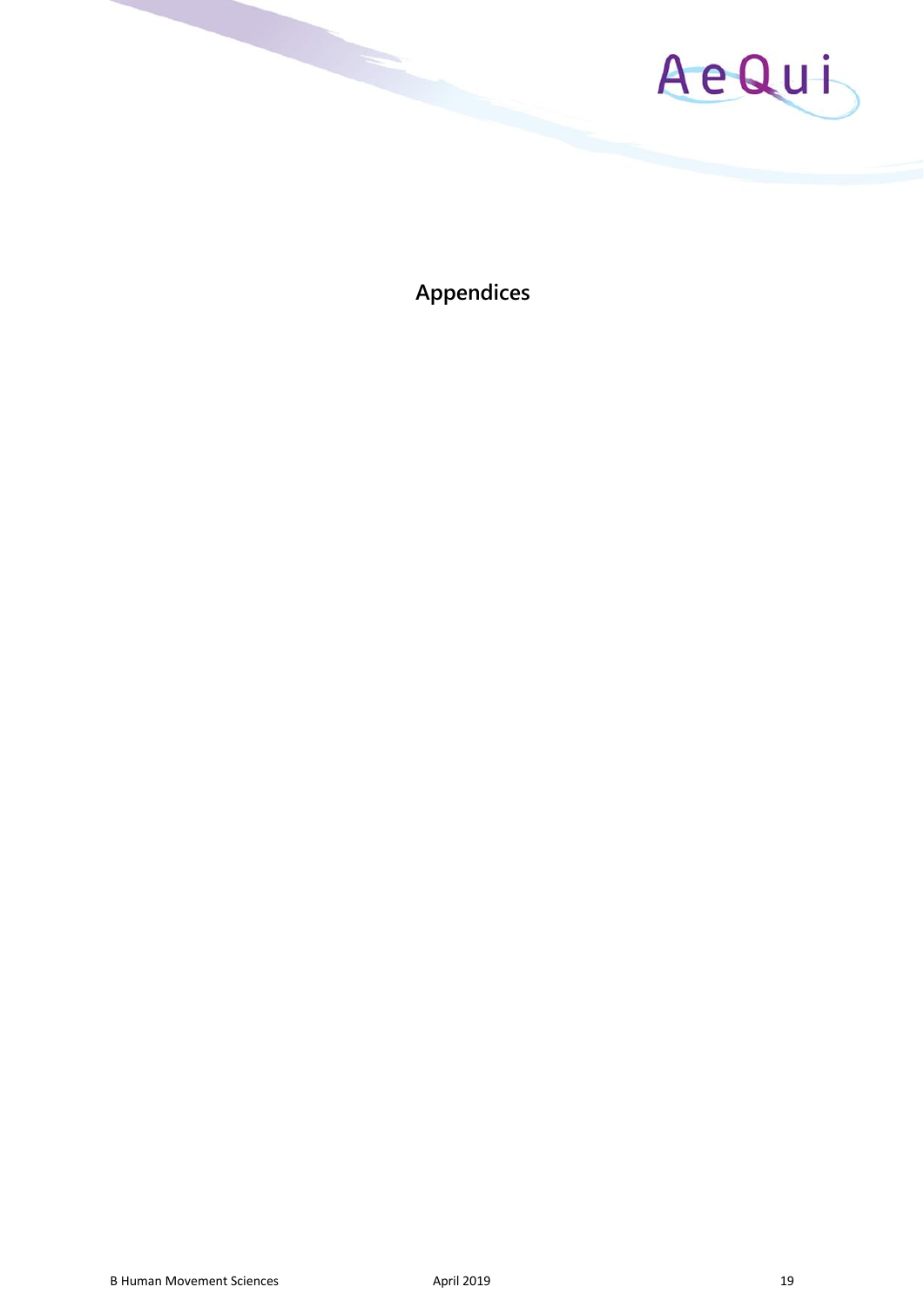# Appendices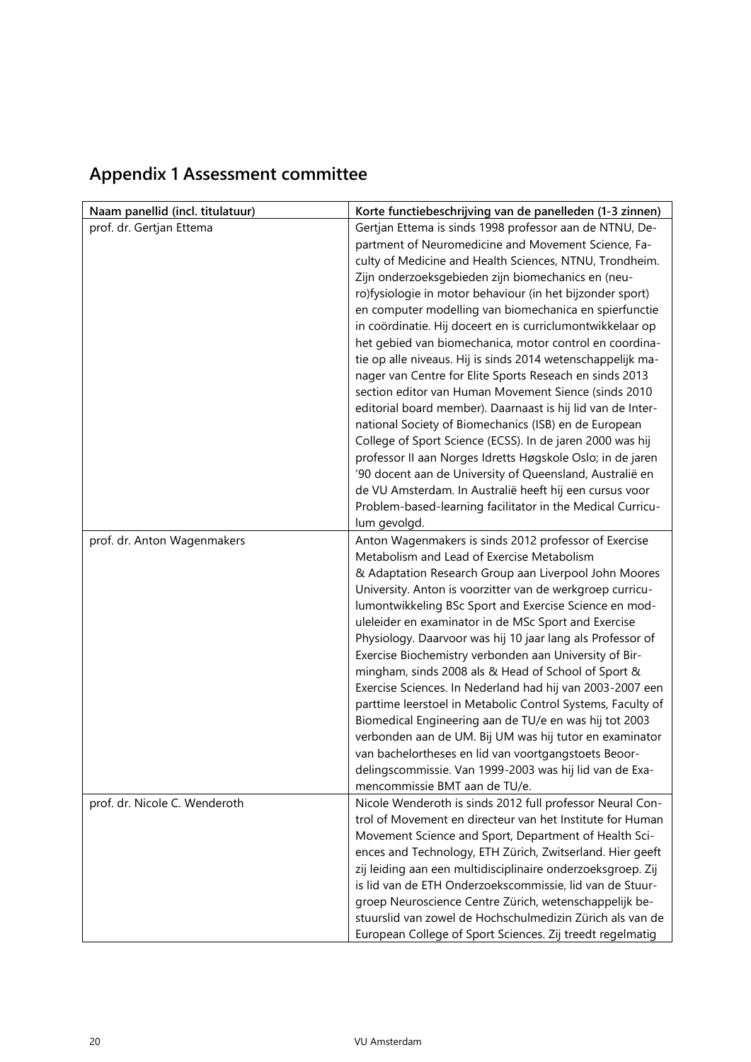## Appendix 1 Assessment committee

| Naam panellid (incl. titulatuur) | Korte functiebeschrijving van de panelleden (1-3 zinnen) |
|---|---|
| prof. dr. Gertjan Ettema | Gertjan Ettema is sinds 1998 professor aan de NTNU, Department of Neuromedicine and Movement Science, Faculty of Medicine and Health Sciences, NTNU, Trondheim. Zijn onderzoeksgebieden zijn biomechanics en (neuro)fysiologie in motor behaviour (in het bijzonder sport) en computer modelling van biomechanica en spierfunctie in coördinatie. Hij doceert en is curriclumontwikkelaar op het gebied van biomechanica, motor control en coordinatie op alle niveaus. Hij is sinds 2014 wetenschappelijk manager van Centre for Elite Sports Reseach en sinds 2013 section editor van Human Movement Sience (sinds 2010 editorial board member). Daarnaast is hij lid van de International Society of Biomechanics (ISB) en de European College of Sport Science (ECSS). In de jaren 2000 was hij professor II aan Norges Idretts Høgskole Oslo; in de jaren '90 docent aan de University of Queensland, Australië en de VU Amsterdam. In Australië heeft hij een cursus voor Problem-based-learning facilitator in the Medical Curriculum gevolgd. |
| prof. dr. Anton Wagenmakers | Anton Wagenmakers is sinds 2012 professor of Exercise Metabolism and Lead of Exercise Metabolism & Adaptation Research Group aan Liverpool John Moores University. Anton is voorzitter van de werkgroep curriculumontwikkeling BSc Sport and Exercise Science en moduleleider en examinator in de MSc Sport and Exercise Physiology. Daarvoor was hij 10 jaar lang als Professor of Exercise Biochemistry verbonden aan University of Birmingham, sinds 2008 als & Head of School of Sport & Exercise Sciences. In Nederland had hij van 2003-2007 een parttime leerstoel in Metabolic Control Systems, Faculty of Biomedical Engineering aan de TU/e en was hij tot 2003 verbonden aan de UM. Bij UM was hij tutor en examinator van bachelortheses en lid van voortgangstoets Beoordelingscommissie. Van 1999-2003 was hij lid van de Examencommissie BMT aan de TU/e. |
| prof. dr. Nicole C. Wenderoth | Nicole Wenderoth is sinds 2012 full professor Neural Control of Movement en directeur van het Institute for Human Movement Science and Sport, Department of Health Sciences and Technology, ETH Zürich, Zwitserland. Hier geeft zij leiding aan een multidisciplinaire onderzoeksgroep. Zij is lid van de ETH Onderzoekscommissie, lid van de Stuurgroep Neuroscience Centre Zürich, wetenschappelijk bestuurslid van zowel de Hochschulmedizin Zürich als van de European College of Sport Sciences. Zij treedt regelmatig |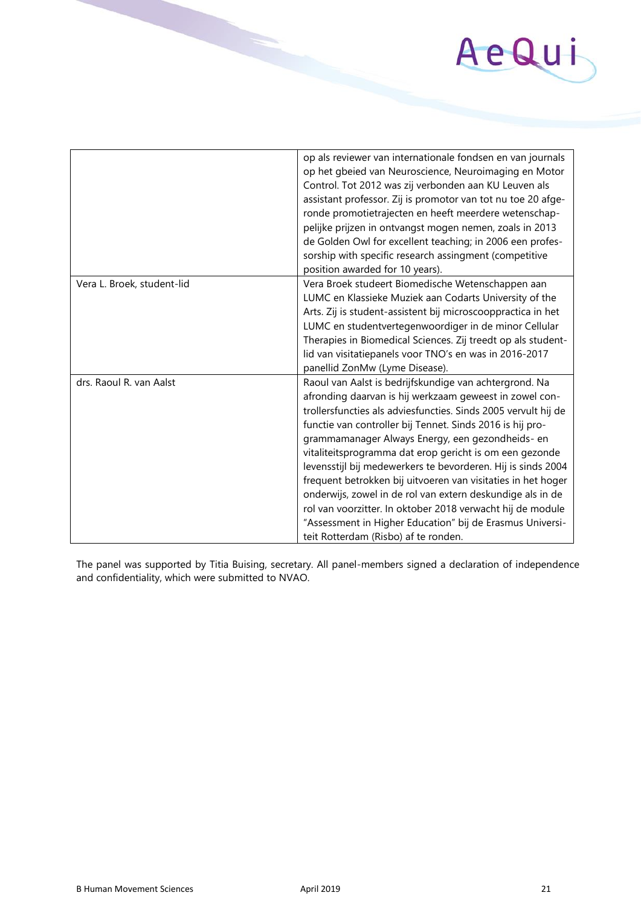| | |
|---|---|
| | op als reviewer van internationale fondsen en van journals op het gbeied van Neuroscience, Neuroimaging en Motor Control. Tot 2012 was zij verbonden aan KU Leuven als assistant professor. Zij is promotor van tot nu toe 20 afgeronde promotietrajecten en heeft meerdere wetenschappelijke prijzen in ontvangst mogen nemen, zoals in 2013 de Golden Owl for excellent teaching; in 2006 een professorship with specific research assingment (competitive position awarded for 10 years). |
| Vera L. Broek, student-lid | Vera Broek studeert Biomedische Wetenschappen aan LUMC en Klassieke Muziek aan Codarts University of the Arts. Zij is student-assistent bij microscooppractica in het LUMC en studentvertegenwoordiger in de minor Cellular Therapies in Biomedical Sciences. Zij treedt op als studentlid van visitatiepanels voor TNO's en was in 2016-2017 panellid ZonMw (Lyme Disease). |
| drs. Raoul R. van Aalst | Raoul van Aalst is bedrijfskundige van achtergrond. Na afronding daarvan is hij werkzaam geweest in zowel controllersfuncties als adviesfuncties. Sinds 2005 vervult hij de functie van controller bij Tennet. Sinds 2016 is hij programmamanager Always Energy, een gezondheids- en vitaliteitsprogramma dat erop gericht is om een gezonde levensstijl bij medewerkers te bevorderen. Hij is sinds 2004 frequent betrokken bij uitvoeren van visitaties in het hoger onderwijs, zowel in de rol van extern deskundige als in de rol van voorzitter. In oktober 2018 verwacht hij de module "Assessment in Higher Education" bij de Erasmus Universiteit Rotterdam (Risbo) af te ronden. |

The panel was supported by Titia Buising, secretary. All panel-members signed a declaration of independence and confidentiality, which were submitted to NVAO.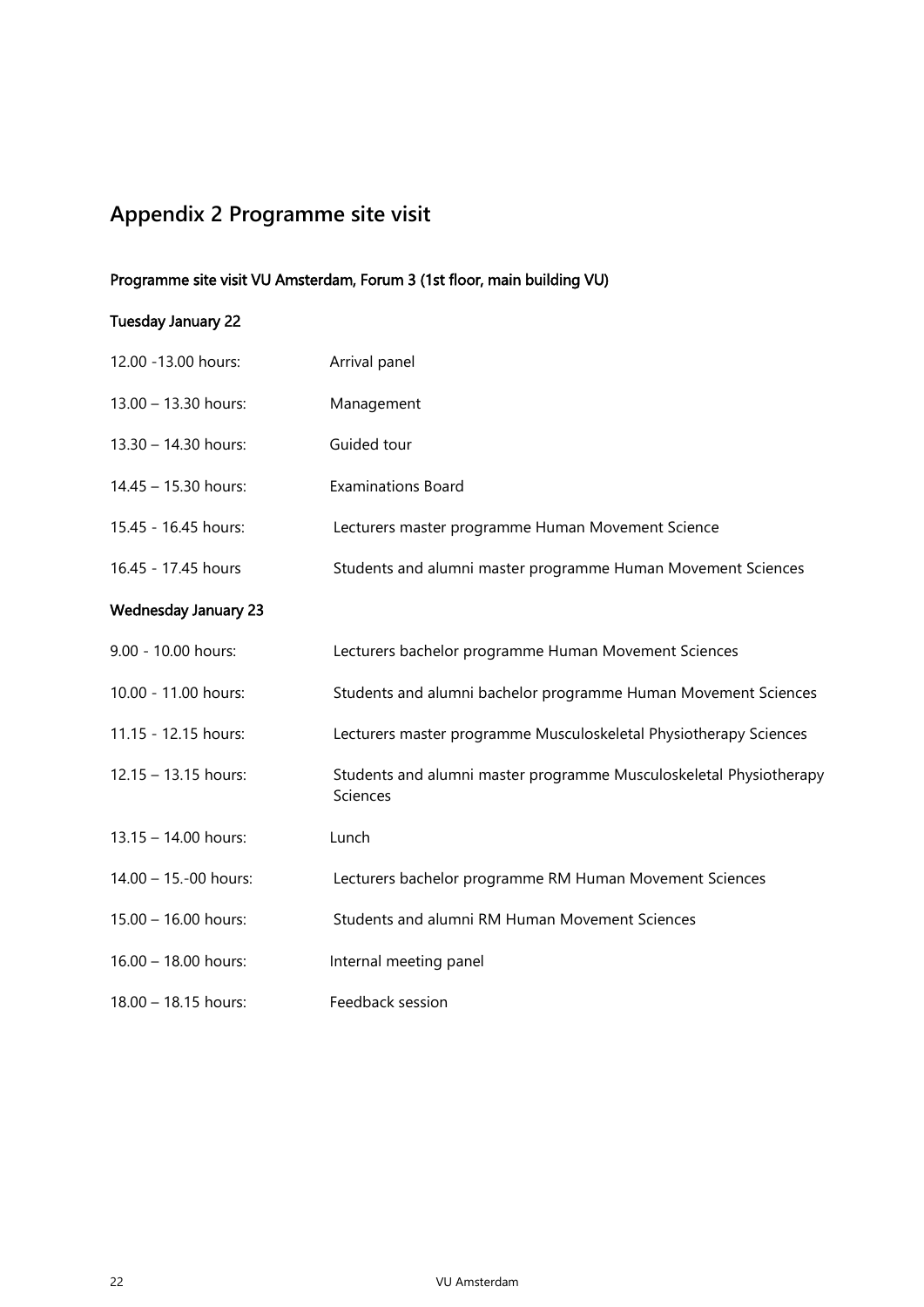## Appendix 2 Programme site visit

**Programme site visit VU Amsterdam, Forum 3 (1st floor, main building VU)**

**Tuesday January 22**

| | |
|---|---|
| 12.00 -13.00 hours: | Arrival panel |
| 13.00 – 13.30 hours: | Management |
| 13.30 – 14.30 hours: | Guided tour |
| 14.45 – 15.30 hours: | Examinations Board |
| 15.45 - 16.45 hours: | Lecturers master programme Human Movement Science |
| 16.45 - 17.45 hours | Students and alumni master programme Human Movement Sciences |

**Wednesday January 23**

| | |
|---|---|
| 9.00 - 10.00 hours: | Lecturers bachelor programme Human Movement Sciences |
| 10.00 - 11.00 hours: | Students and alumni bachelor programme Human Movement Sciences |
| 11.15 - 12.15 hours: | Lecturers master programme Musculoskeletal Physiotherapy Sciences |
| 12.15 – 13.15 hours: | Students and alumni master programme Musculoskeletal Physiotherapy Sciences |
| 13.15 – 14.00 hours: | Lunch |
| 14.00 – 15.-00 hours: | Lecturers bachelor programme RM Human Movement Sciences |
| 15.00 – 16.00 hours: | Students and alumni RM Human Movement Sciences |
| 16.00 – 18.00 hours: | Internal meeting panel |
| 18.00 – 18.15 hours: | Feedback session |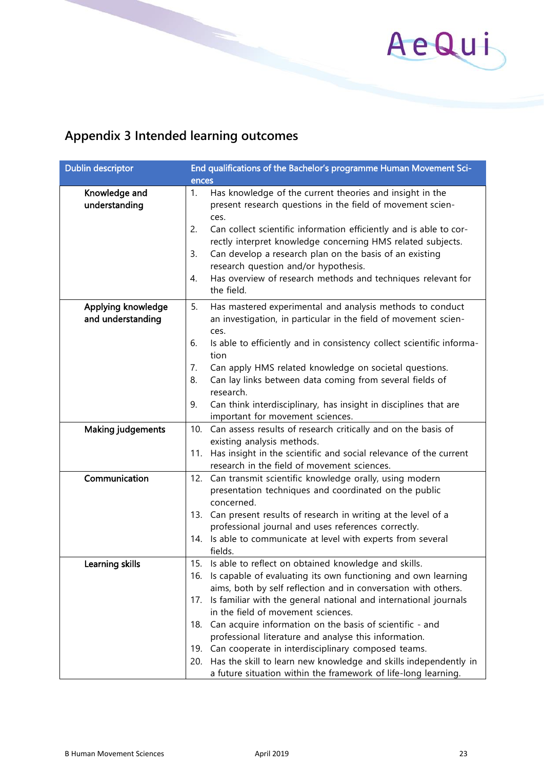## Appendix 3 Intended learning outcomes

| Dublin descriptor | End qualifications of the Bachelor's programme Human Movement Sciences |
|---|---|
| Knowledge and understanding | 1. Has knowledge of the current theories and insight in the present research questions in the field of movement sciences.<br>2. Can collect scientific information efficiently and is able to correctly interpret knowledge concerning HMS related subjects.<br>3. Can develop a research plan on the basis of an existing research question and/or hypothesis.<br>4. Has overview of research methods and techniques relevant for the field. |
| Applying knowledge and understanding | 5. Has mastered experimental and analysis methods to conduct an investigation, in particular in the field of movement sciences.<br>6. Is able to efficiently and in consistency collect scientific information<br>7. Can apply HMS related knowledge on societal questions.<br>8. Can lay links between data coming from several fields of research.<br>9. Can think interdisciplinary, has insight in disciplines that are important for movement sciences. |
| Making judgements | 10. Can assess results of research critically and on the basis of existing analysis methods.<br>11. Has insight in the scientific and social relevance of the current research in the field of movement sciences. |
| Communication | 12. Can transmit scientific knowledge orally, using modern presentation techniques and coordinated on the public concerned.<br>13. Can present results of research in writing at the level of a professional journal and uses references correctly.<br>14. Is able to communicate at level with experts from several fields. |
| Learning skills | 15. Is able to reflect on obtained knowledge and skills.<br>16. Is capable of evaluating its own functioning and own learning aims, both by self reflection and in conversation with others.<br>17. Is familiar with the general national and international journals in the field of movement sciences.<br>18. Can acquire information on the basis of scientific - and professional literature and analyse this information.<br>19. Can cooperate in interdisciplinary composed teams.<br>20. Has the skill to learn new knowledge and skills independently in a future situation within the framework of life-long learning. |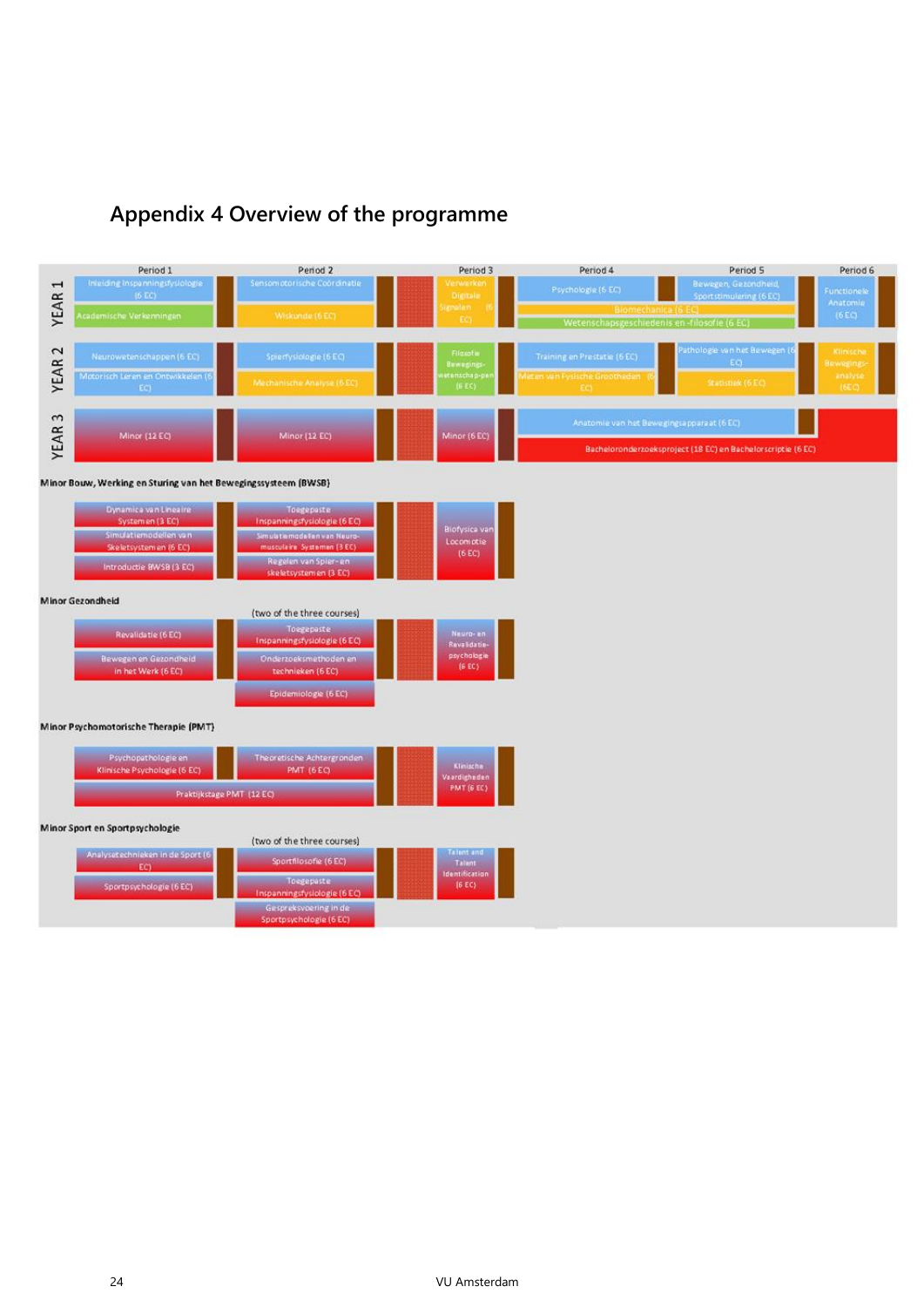# Appendix 4 Overview of the programme

| | Period 1 | Period 2 | Period 3 | Period 4 | Period 5 | Period 6 |
|---|---|---|---|---|---|---|
| YEAR 1 | Inleiding Inspanningsfysiologie (6 EC)<br>Academische Verkenningen | Sensomotorische Coördinatie<br>Wiskunde (6 EC) | Verwerken Digitale Signalen (6 EC) | Psychologie (6 EC)<br>Biomechanica (6 EC)<br>Wetenschapsgeschiedenis en -filosofie (6 EC) | Bewegen, Gezondheid, Sportstimulering (6 EC)<br>Biomechanica (6 EC)<br>Wetenschapsgeschiedenis en -filosofie (6 EC) | Functionele Anatomie (6 EC) |
| YEAR 2 | Neurowetenschappen (6 EC)<br>Motorisch Leren en Ontwikkelen (6 EC) | Spierfysiologie (6 EC)<br>Mechanische Analyse (6 EC) | Filosofie Bewegings-wetenschap-pen (6 EC) | Training en Prestatie (6 EC)<br>Meten van Fysische Grootheden (6 EC) | Pathologie van het Bewegen (6 EC)<br>Statistiek (6 EC) | Klinische Bewegings-analyse (6EC) |
| YEAR 3 | Minor (12 EC) | Minor (12 EC) | Minor (6 EC) | Anatomie van het Bewegingsapparaat (6 EC)<br>Bacheloronderzoeksproject (18 EC) en Bachelorscriptie (6 EC) | Bacheloronderzoeksproject (18 EC) en Bachelorscriptie (6 EC) | Bacheloronderzoeksproject (18 EC) en Bachelorscriptie (6 EC) |

**Minor Bouw, Werking en Sturing van het Bewegingssysteem (BWSB)**

| Period 1 | Period 2 | Period 3 |
|---|---|---|
| Dynamica van Lineaire Systemen (3 EC)<br>Simulatiemodellen van Skeletsystemen (6 EC)<br>Introductie BWSB (3 EC) | Toegepaste Inspanningsfysiologie (6 EC)<br>Simulatiemodellen van Neuro-musculaire Systemen (3 EC)<br>Regelen van Spier- en skeletsystemen (3 EC) | Biofysica van Locomotie (6 EC) |

**Minor Gezondheid**

| Period 1 | Period 2 (two of the three courses) | Period 3 |
|---|---|---|
| Revalidatie (6 EC)<br>Bewegen en Gezondheid in het Werk (6 EC) | Toegepaste Inspanningsfysiologie (6 EC)<br>Onderzoeksmethoden en technieken (6 EC)<br>Epidemiologie (6 EC) | Neuro- en Revalidatie-psychologie (6 EC) |

**Minor Psychomotorische Therapie (PMT)**

| Period 1 | Period 2 | Period 3 |
|---|---|---|
| Psychopathologie en Klinische Psychologie (6 EC)<br>Praktijkstage PMT (12 EC) | Theoretische Achtergronden PMT (6 EC)<br>Praktijkstage PMT (12 EC) | Klinische Vaardigheden PMT (6 EC) |

**Minor Sport en Sportpsychologie**

| Period 1 | Period 2 (two of the three courses) | Period 3 |
|---|---|---|
| Analysetechnieken in de Sport (6 EC)<br>Sportpsychologie (6 EC) | Sportfilosofie (6 EC)<br>Toegepaste Inspanningsfysiologie (6 EC)<br>Gespreksvoering in de Sportpsychologie (6 EC) | Talent and Talent Identification (6 EC) |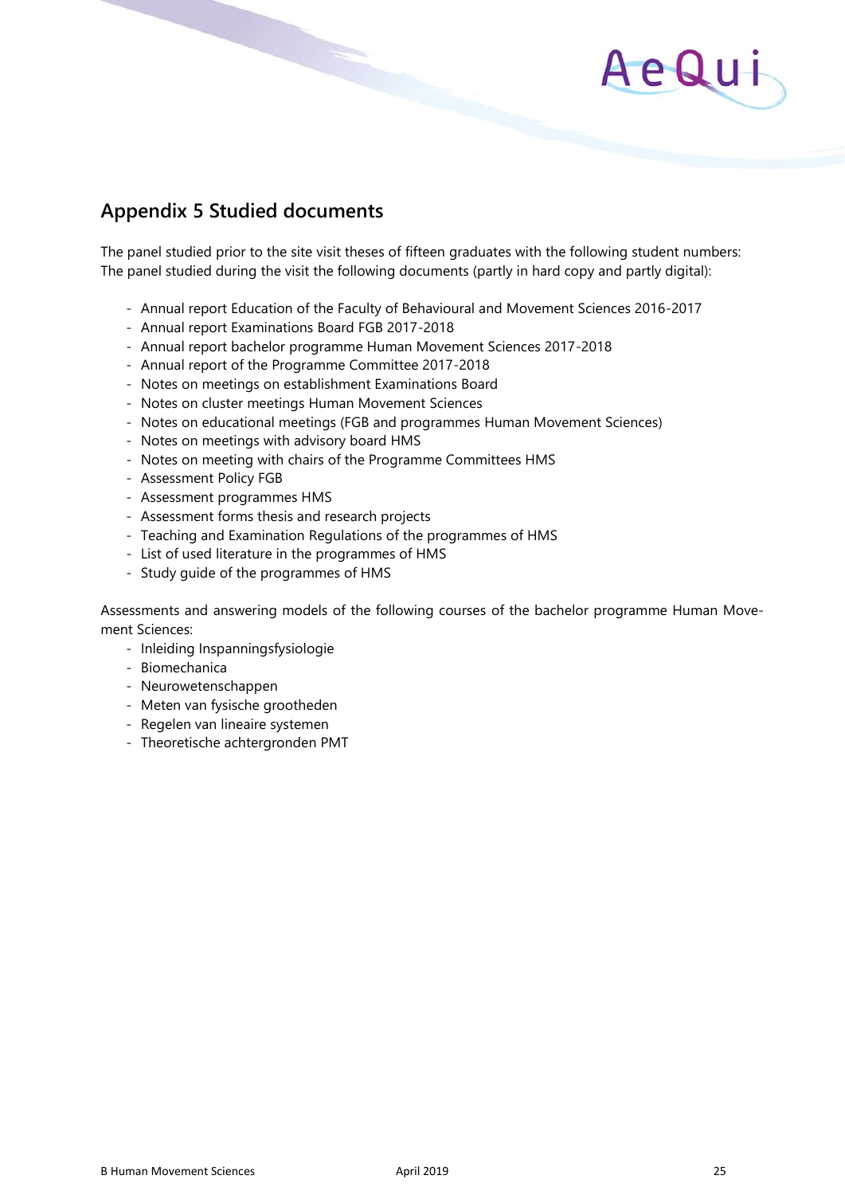## Appendix 5 Studied documents

The panel studied prior to the site visit theses of fifteen graduates with the following student numbers:
The panel studied during the visit the following documents (partly in hard copy and partly digital):

- Annual report Education of the Faculty of Behavioural and Movement Sciences 2016-2017
- Annual report Examinations Board FGB 2017-2018
- Annual report bachelor programme Human Movement Sciences 2017-2018
- Annual report of the Programme Committee 2017-2018
- Notes on meetings on establishment Examinations Board
- Notes on cluster meetings Human Movement Sciences
- Notes on educational meetings (FGB and programmes Human Movement Sciences)
- Notes on meetings with advisory board HMS
- Notes on meeting with chairs of the Programme Committees HMS
- Assessment Policy FGB
- Assessment programmes HMS
- Assessment forms thesis and research projects
- Teaching and Examination Regulations of the programmes of HMS
- List of used literature in the programmes of HMS
- Study guide of the programmes of HMS

Assessments and answering models of the following courses of the bachelor programme Human Movement Sciences:

- Inleiding Inspanningsfysiologie
- Biomechanica
- Neurowetenschappen
- Meten van fysische grootheden
- Regelen van lineaire systemen
- Theoretische achtergronden PMT